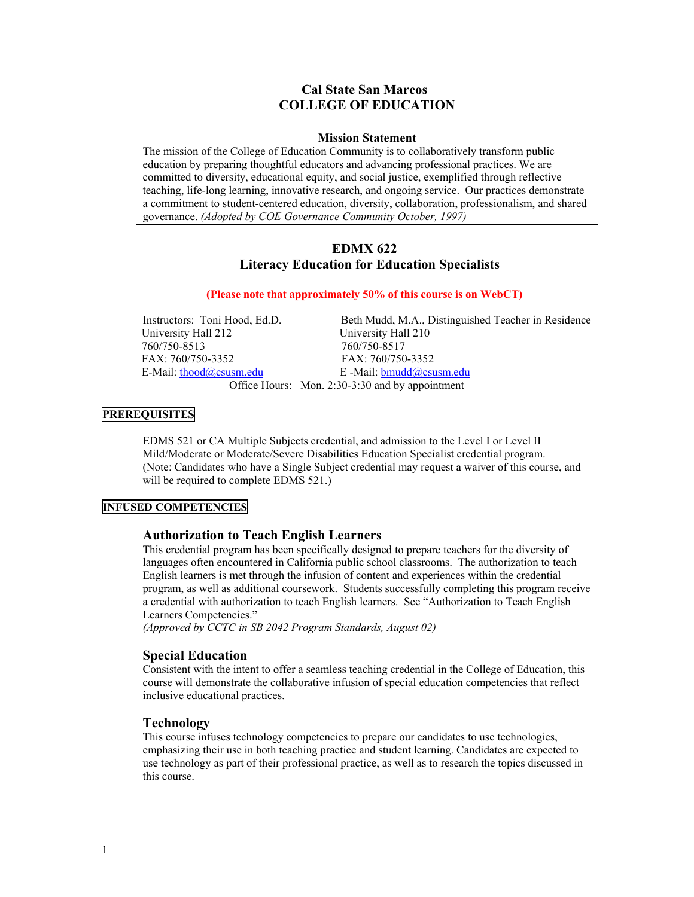# Cal State San Marcos
# COLLEGE OF EDUCATION

**Mission Statement**

The mission of the College of Education Community is to collaboratively transform public education by preparing thoughtful educators and advancing professional practices. We are committed to diversity, educational equity, and social justice, exemplified through reflective teaching, life-long learning, innovative research, and ongoing service. Our practices demonstrate a commitment to student-centered education, diversity, collaboration, professionalism, and shared governance. *(Adopted by COE Governance Community October, 1997)*

## EDMX 622
## Literacy Education for Education Specialists

**(Please note that approximately 50% of this course is on WebCT)**

Instructors: Toni Hood, Ed.D.
University Hall 212
760/750-8513
FAX: 760/750-3352
E-Mail: thood@csusm.edu

Beth Mudd, M.A., Distinguished Teacher in Residence
University Hall 210
760/750-8517
FAX: 760/750-3352
E -Mail: bmudd@csusm.edu

Office Hours: Mon. 2:30-3:30 and by appointment

### PREREQUISITES

EDMS 521 or CA Multiple Subjects credential, and admission to the Level I or Level II Mild/Moderate or Moderate/Severe Disabilities Education Specialist credential program. (Note: Candidates who have a Single Subject credential may request a waiver of this course, and will be required to complete EDMS 521.)

### INFUSED COMPETENCIES

#### Authorization to Teach English Learners

This credential program has been specifically designed to prepare teachers for the diversity of languages often encountered in California public school classrooms. The authorization to teach English learners is met through the infusion of content and experiences within the credential program, as well as additional coursework. Students successfully completing this program receive a credential with authorization to teach English learners. See "Authorization to Teach English Learners Competencies."
*(Approved by CCTC in SB 2042 Program Standards, August 02)*

#### Special Education

Consistent with the intent to offer a seamless teaching credential in the College of Education, this course will demonstrate the collaborative infusion of special education competencies that reflect inclusive educational practices.

#### Technology

This course infuses technology competencies to prepare our candidates to use technologies, emphasizing their use in both teaching practice and student learning. Candidates are expected to use technology as part of their professional practice, as well as to research the topics discussed in this course.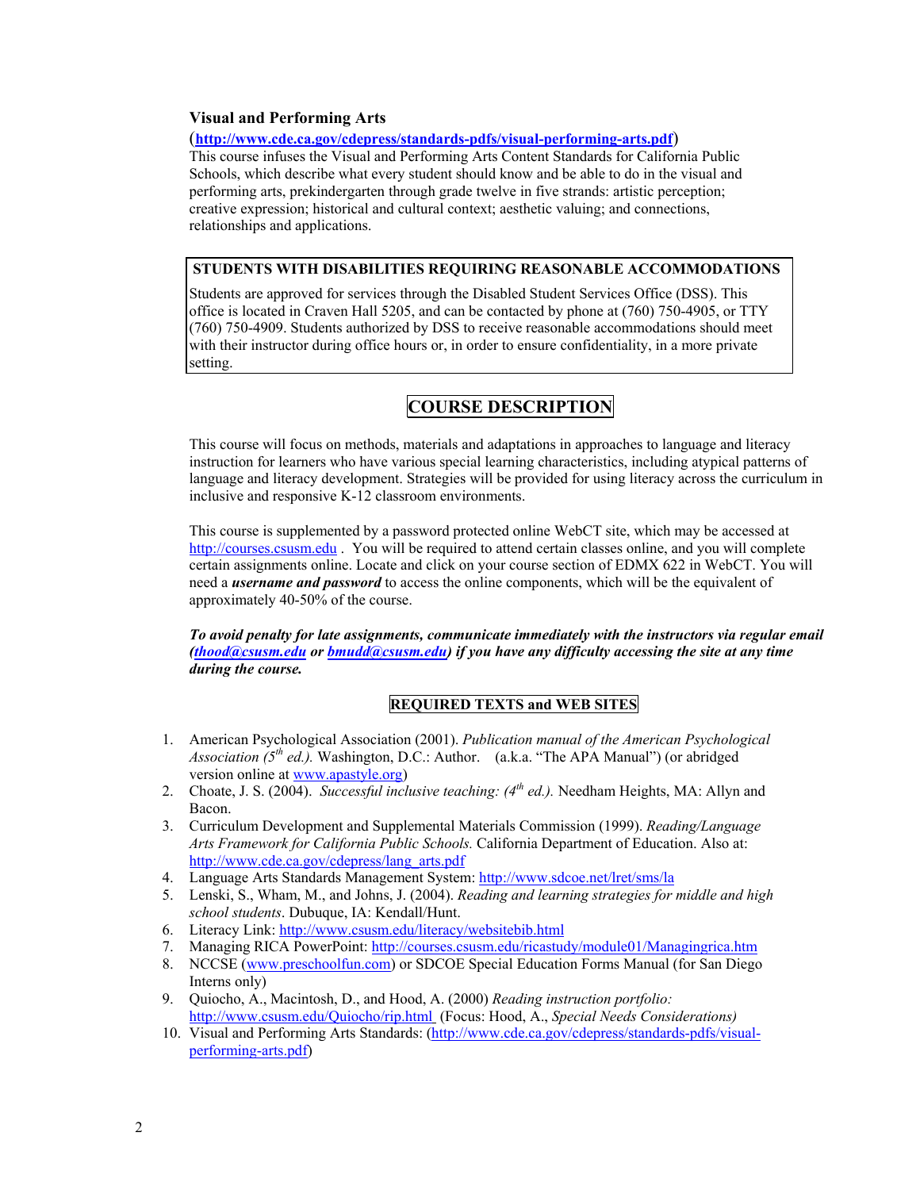### Visual and Performing Arts

(**http://www.cde.ca.gov/cdepress/standards-pdfs/visual-performing-arts.pdf**)
This course infuses the Visual and Performing Arts Content Standards for California Public Schools, which describe what every student should know and be able to do in the visual and performing arts, prekindergarten through grade twelve in five strands: artistic perception; creative expression; historical and cultural context; aesthetic valuing; and connections, relationships and applications.

| STUDENTS WITH DISABILITIES REQUIRING REASONABLE ACCOMMODATIONS |
|---|
| Students are approved for services through the Disabled Student Services Office (DSS). This office is located in Craven Hall 5205, and can be contacted by phone at (760) 750-4905, or TTY (760) 750-4909. Students authorized by DSS to receive reasonable accommodations should meet with their instructor during office hours or, in order to ensure confidentiality, in a more private setting. |

## COURSE DESCRIPTION

This course will focus on methods, materials and adaptations in approaches to language and literacy instruction for learners who have various special learning characteristics, including atypical patterns of language and literacy development. Strategies will be provided for using literacy across the curriculum in inclusive and responsive K-12 classroom environments.

This course is supplemented by a password protected online WebCT site, which may be accessed at http://courses.csusm.edu . You will be required to attend certain classes online, and you will complete certain assignments online. Locate and click on your course section of EDMX 622 in WebCT. You will need a ***username and password*** to access the online components, which will be the equivalent of approximately 40-50% of the course.

***To avoid penalty for late assignments, communicate immediately with the instructors via regular email (thood@csusm.edu or bmudd@csusm.edu) if you have any difficulty accessing the site at any time during the course.***

### REQUIRED TEXTS and WEB SITES

1. American Psychological Association (2001). *Publication manual of the American Psychological Association (5th ed.).* Washington, D.C.: Author. (a.k.a. "The APA Manual") (or abridged version online at www.apastyle.org)
2. Choate, J. S. (2004). *Successful inclusive teaching: (4th ed.).* Needham Heights, MA: Allyn and Bacon.
3. Curriculum Development and Supplemental Materials Commission (1999). *Reading/Language Arts Framework for California Public Schools.* California Department of Education. Also at: http://www.cde.ca.gov/cdepress/lang_arts.pdf
4. Language Arts Standards Management System: http://www.sdcoe.net/lret/sms/la
5. Lenski, S., Wham, M., and Johns, J. (2004). *Reading and learning strategies for middle and high school students*. Dubuque, IA: Kendall/Hunt.
6. Literacy Link: http://www.csusm.edu/literacy/websitebib.html
7. Managing RICA PowerPoint: http://courses.csusm.edu/ricastudy/module01/Managingrica.htm
8. NCCSE (www.preschoolfun.com) or SDCOE Special Education Forms Manual (for San Diego Interns only)
9. Quiocho, A., Macintosh, D., and Hood, A. (2000) *Reading instruction portfolio:* http://www.csusm.edu/Quiocho/rip.html (Focus: Hood, A., *Special Needs Considerations)*
10. Visual and Performing Arts Standards: (http://www.cde.ca.gov/cdepress/standards-pdfs/visual-performing-arts.pdf)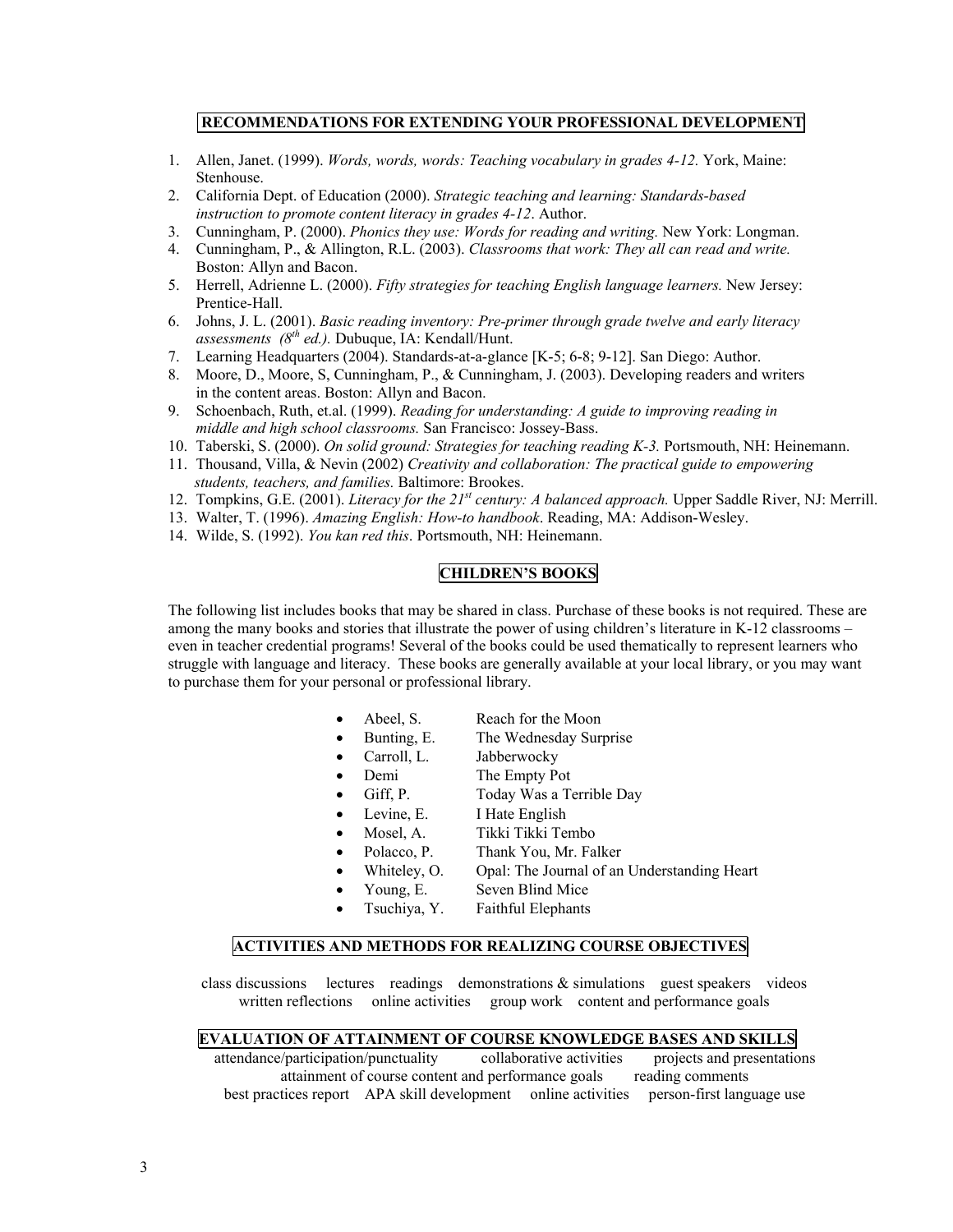## RECOMMENDATIONS FOR EXTENDING YOUR PROFESSIONAL DEVELOPMENT

1. Allen, Janet. (1999). *Words, words, words: Teaching vocabulary in grades 4-12.* York, Maine: Stenhouse.
2. California Dept. of Education (2000). *Strategic teaching and learning: Standards-based instruction to promote content literacy in grades 4-12*. Author.
3. Cunningham, P. (2000). *Phonics they use: Words for reading and writing.* New York: Longman.
4. Cunningham, P., & Allington, R.L. (2003). *Classrooms that work: They all can read and write.* Boston: Allyn and Bacon.
5. Herrell, Adrienne L. (2000). *Fifty strategies for teaching English language learners.* New Jersey: Prentice-Hall.
6. Johns, J. L. (2001). *Basic reading inventory: Pre-primer through grade twelve and early literacy assessments (8th ed.).* Dubuque, IA: Kendall/Hunt.
7. Learning Headquarters (2004). Standards-at-a-glance [K-5; 6-8; 9-12]. San Diego: Author.
8. Moore, D., Moore, S, Cunningham, P., & Cunningham, J. (2003). Developing readers and writers in the content areas. Boston: Allyn and Bacon.
9. Schoenbach, Ruth, et.al. (1999). *Reading for understanding: A guide to improving reading in middle and high school classrooms.* San Francisco: Jossey-Bass.
10. Taberski, S. (2000). *On solid ground: Strategies for teaching reading K-3.* Portsmouth, NH: Heinemann.
11. Thousand, Villa, & Nevin (2002) *Creativity and collaboration: The practical guide to empowering students, teachers, and families.* Baltimore: Brookes.
12. Tompkins, G.E. (2001). *Literacy for the 21st century: A balanced approach.* Upper Saddle River, NJ: Merrill.
13. Walter, T. (1996). *Amazing English: How-to handbook*. Reading, MA: Addison-Wesley.
14. Wilde, S. (1992). *You kan red this*. Portsmouth, NH: Heinemann.

## CHILDREN'S BOOKS

The following list includes books that may be shared in class. Purchase of these books is not required. These are among the many books and stories that illustrate the power of using children's literature in K-12 classrooms – even in teacher credential programs! Several of the books could be used thematically to represent learners who struggle with language and literacy. These books are generally available at your local library, or you may want to purchase them for your personal or professional library.

- Abeel, S. — Reach for the Moon
- Bunting, E. — The Wednesday Surprise
- Carroll, L. — Jabberwocky
- Demi — The Empty Pot
- Giff, P. — Today Was a Terrible Day
- Levine, E. — I Hate English
- Mosel, A. — Tikki Tikki Tembo
- Polacco, P. — Thank You, Mr. Falker
- Whiteley, O. — Opal: The Journal of an Understanding Heart
- Young, E. — Seven Blind Mice
- Tsuchiya, Y. — Faithful Elephants

## ACTIVITIES AND METHODS FOR REALIZING COURSE OBJECTIVES

class discussions lectures readings demonstrations & simulations guest speakers videos written reflections online activities group work content and performance goals

## EVALUATION OF ATTAINMENT OF COURSE KNOWLEDGE BASES AND SKILLS

attendance/participation/punctuality collaborative activities projects and presentations attainment of course content and performance goals reading comments best practices report APA skill development online activities person-first language use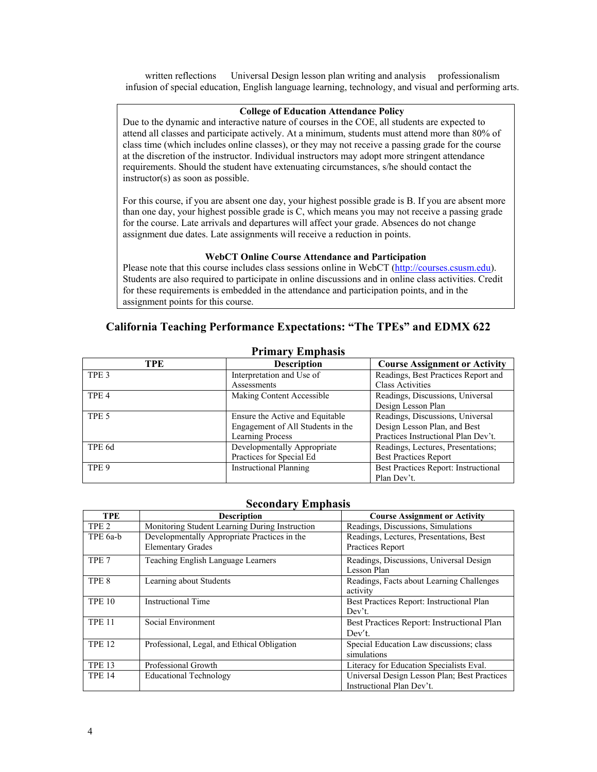written reflections  Universal Design lesson plan writing and analysis  professionalism infusion of special education, English language learning, technology, and visual and performing arts.

**College of Education Attendance Policy**

Due to the dynamic and interactive nature of courses in the COE, all students are expected to attend all classes and participate actively. At a minimum, students must attend more than 80% of class time (which includes online classes), or they may not receive a passing grade for the course at the discretion of the instructor. Individual instructors may adopt more stringent attendance requirements. Should the student have extenuating circumstances, s/he should contact the instructor(s) as soon as possible.

For this course, if you are absent one day, your highest possible grade is B. If you are absent more than one day, your highest possible grade is C, which means you may not receive a passing grade for the course. Late arrivals and departures will affect your grade. Absences do not change assignment due dates. Late assignments will receive a reduction in points.

**WebCT Online Course Attendance and Participation**

Please note that this course includes class sessions online in WebCT (http://courses.csusm.edu). Students are also required to participate in online discussions and in online class activities. Credit for these requirements is embedded in the attendance and participation points, and in the assignment points for this course.

## California Teaching Performance Expectations: "The TPEs" and EDMX 622

### Primary Emphasis

| TPE | Description | Course Assignment or Activity |
|---|---|---|
| TPE 3 | Interpretation and Use of Assessments | Readings, Best Practices Report and Class Activities |
| TPE 4 | Making Content Accessible | Readings, Discussions, Universal Design Lesson Plan |
| TPE 5 | Ensure the Active and Equitable Engagement of All Students in the Learning Process | Readings, Discussions, Universal Design Lesson Plan, and Best Practices Instructional Plan Dev't. |
| TPE 6d | Developmentally Appropriate Practices for Special Ed | Readings, Lectures, Presentations; Best Practices Report |
| TPE 9 | Instructional Planning | Best Practices Report: Instructional Plan Dev't. |

### Secondary Emphasis

| TPE | Description | Course Assignment or Activity |
|---|---|---|
| TPE 2 | Monitoring Student Learning During Instruction | Readings, Discussions, Simulations |
| TPE 6a-b | Developmentally Appropriate Practices in the Elementary Grades | Readings, Lectures, Presentations, Best Practices Report |
| TPE 7 | Teaching English Language Learners | Readings, Discussions, Universal Design Lesson Plan |
| TPE 8 | Learning about Students | Readings, Facts about Learning Challenges activity |
| TPE 10 | Instructional Time | Best Practices Report: Instructional Plan Dev't. |
| TPE 11 | Social Environment | Best Practices Report: Instructional Plan Dev't. |
| TPE 12 | Professional, Legal, and Ethical Obligation | Special Education Law discussions; class simulations |
| TPE 13 | Professional Growth | Literacy for Education Specialists Eval. |
| TPE 14 | Educational Technology | Universal Design Lesson Plan; Best Practices Instructional Plan Dev't. |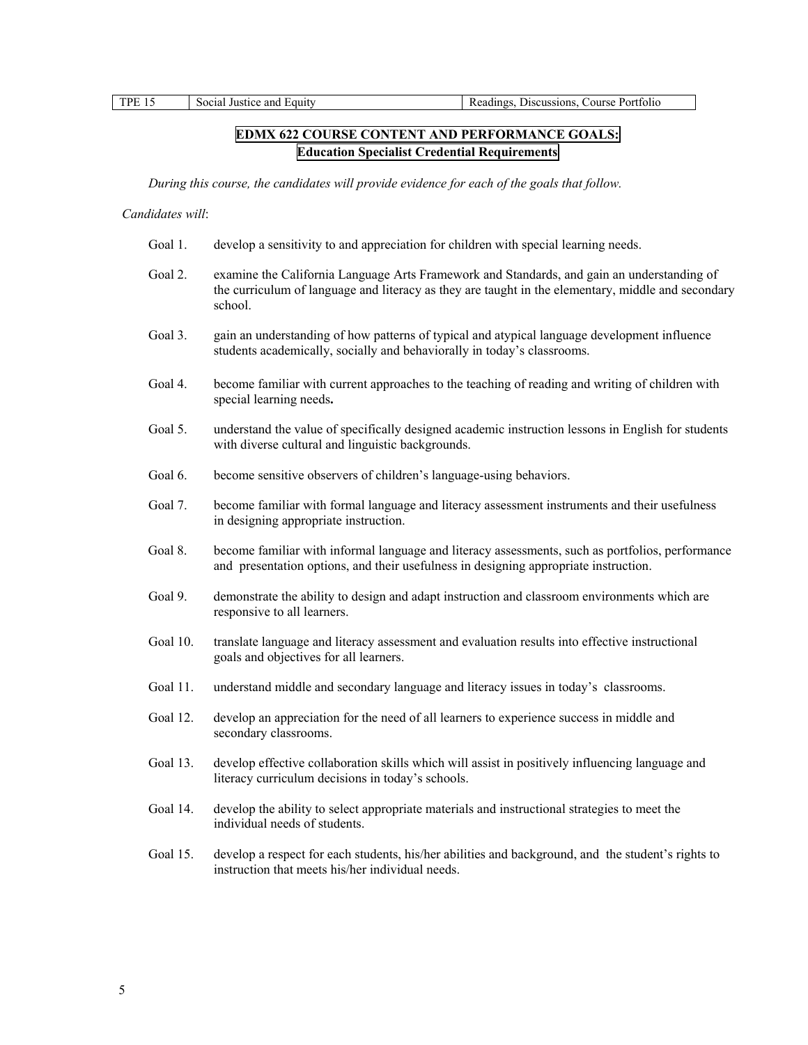| | | |
|---|---|---|
| TPE 15 | Social Justice and Equity | Readings, Discussions, Course Portfolio |

## EDMX 622 COURSE CONTENT AND PERFORMANCE GOALS: Education Specialist Credential Requirements

*During this course, the candidates will provide evidence for each of the goals that follow.*

*Candidates will*:

Goal 1. develop a sensitivity to and appreciation for children with special learning needs.

Goal 2. examine the California Language Arts Framework and Standards, and gain an understanding of the curriculum of language and literacy as they are taught in the elementary, middle and secondary school.

Goal 3. gain an understanding of how patterns of typical and atypical language development influence students academically, socially and behaviorally in today's classrooms.

Goal 4. become familiar with current approaches to the teaching of reading and writing of children with special learning needs**.**

Goal 5. understand the value of specifically designed academic instruction lessons in English for students with diverse cultural and linguistic backgrounds.

Goal 6. become sensitive observers of children's language-using behaviors.

Goal 7. become familiar with formal language and literacy assessment instruments and their usefulness in designing appropriate instruction.

Goal 8. become familiar with informal language and literacy assessments, such as portfolios, performance and presentation options, and their usefulness in designing appropriate instruction.

Goal 9. demonstrate the ability to design and adapt instruction and classroom environments which are responsive to all learners.

Goal 10. translate language and literacy assessment and evaluation results into effective instructional goals and objectives for all learners.

Goal 11. understand middle and secondary language and literacy issues in today's classrooms.

Goal 12. develop an appreciation for the need of all learners to experience success in middle and secondary classrooms.

Goal 13. develop effective collaboration skills which will assist in positively influencing language and literacy curriculum decisions in today's schools.

Goal 14. develop the ability to select appropriate materials and instructional strategies to meet the individual needs of students.

Goal 15. develop a respect for each students, his/her abilities and background, and the student's rights to instruction that meets his/her individual needs.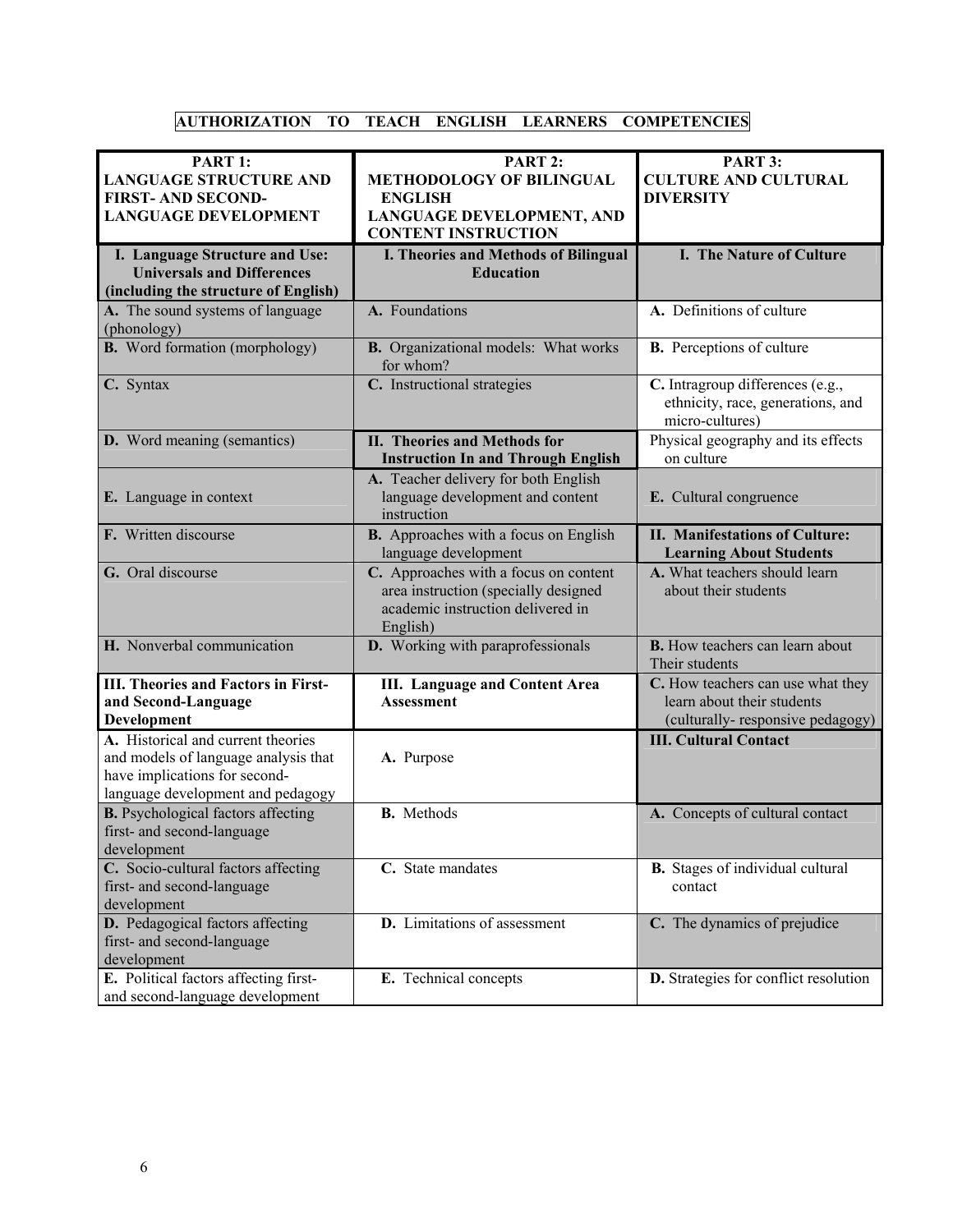# AUTHORIZATION TO TEACH ENGLISH LEARNERS COMPETENCIES

| **PART 1: LANGUAGE STRUCTURE AND FIRST- AND SECOND-LANGUAGE DEVELOPMENT** | **PART 2: METHODOLOGY OF BILINGUAL ENGLISH LANGUAGE DEVELOPMENT, AND CONTENT INSTRUCTION** | **PART 3: CULTURE AND CULTURAL DIVERSITY** |
|---|---|---|
| **I. Language Structure and Use: Universals and Differences (including the structure of English)** | **I. Theories and Methods of Bilingual Education** | **I. The Nature of Culture** |
| **A.** The sound systems of language (phonology) | **A.** Foundations | **A.** Definitions of culture |
| **B.** Word formation (morphology) | **B.** Organizational models: What works for whom? | **B.** Perceptions of culture |
| **C.** Syntax | **C.** Instructional strategies | **C.** Intragroup differences (e.g., ethnicity, race, generations, and micro-cultures) |
| **D.** Word meaning (semantics) | **II. Theories and Methods for Instruction In and Through English** | Physical geography and its effects on culture |
| **E.** Language in context | **A.** Teacher delivery for both English language development and content instruction | **E.** Cultural congruence |
| **F.** Written discourse | **B.** Approaches with a focus on English language development | **II. Manifestations of Culture: Learning About Students** |
| **G.** Oral discourse | **C.** Approaches with a focus on content area instruction (specially designed academic instruction delivered in English) | **A.** What teachers should learn about their students |
| **H.** Nonverbal communication | **D.** Working with paraprofessionals | **B.** How teachers can learn about Their students |
| **III. Theories and Factors in First- and Second-Language Development** | **III. Language and Content Area Assessment** | **C.** How teachers can use what they learn about their students (culturally- responsive pedagogy) |
| **A.** Historical and current theories and models of language analysis that have implications for second-language development and pedagogy | **A.** Purpose | **III. Cultural Contact** |
| **B.** Psychological factors affecting first- and second-language development | **B.** Methods | **A.** Concepts of cultural contact |
| **C.** Socio-cultural factors affecting first- and second-language development | **C.** State mandates | **B.** Stages of individual cultural contact |
| **D.** Pedagogical factors affecting first- and second-language development | **D.** Limitations of assessment | **C.** The dynamics of prejudice |
| **E.** Political factors affecting first- and second-language development | **E.** Technical concepts | **D.** Strategies for conflict resolution |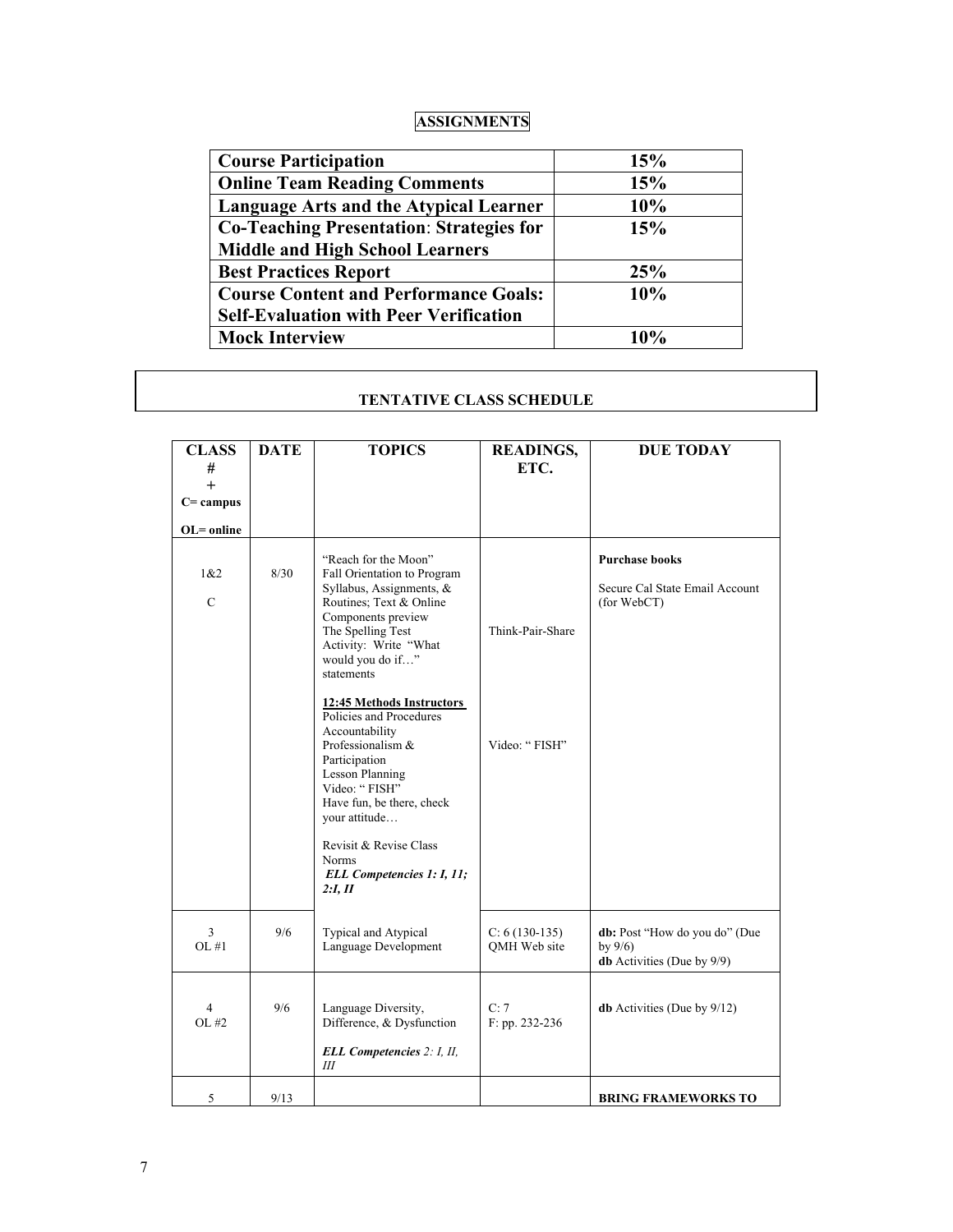## ASSIGNMENTS

| **Course Participation** | **15%** |
|---|---|
| **Online Team Reading Comments** | **15%** |
| **Language Arts and the Atypical Learner** | **10%** |
| **Co-Teaching Presentation**: **Strategies for Middle and High School Learners** | **15%** |
| **Best Practices Report** | **25%** |
| **Course Content and Performance Goals: Self-Evaluation with Peer Verification** | **10%** |
| **Mock Interview** | **10%** |

## TENTATIVE CLASS SCHEDULE

| **CLASS # + C= campus OL= online** | **DATE** | **TOPICS** | **READINGS, ETC.** | **DUE TODAY** |
|---|---|---|---|---|
| 1&2<br>C | 8/30 | "Reach for the Moon"<br>Fall Orientation to Program<br>Syllabus, Assignments, & Routines; Text & Online Components preview<br>The Spelling Test<br>Activity: Write "What would you do if…" statements<br><br>**12:45 Methods Instructors**<br>Policies and Procedures<br>Accountability<br>Professionalism & Participation<br>Lesson Planning<br>Video: " FISH"<br>Have fun, be there, check your attitude…<br><br>Revisit & Revise Class Norms<br>***ELL Competencies 1: I, 11; 2:I, II*** | Think-Pair-Share<br><br>Video: " FISH" | **Purchase books**<br><br>Secure Cal State Email Account (for WebCT) |
| 3<br>OL #1 | 9/6 | Typical and Atypical Language Development | C: 6 (130-135)<br>QMH Web site | **db:** Post "How do you do" (Due by 9/6)<br>**db** Activities (Due by 9/9) |
| 4<br>OL #2 | 9/6 | Language Diversity, Difference, & Dysfunction<br><br>***ELL Competencies** 2: I, II, III* | C: 7<br>F: pp. 232-236 | **db** Activities (Due by 9/12) |
| 5 | 9/13 | | | **BRING FRAMEWORKS TO** |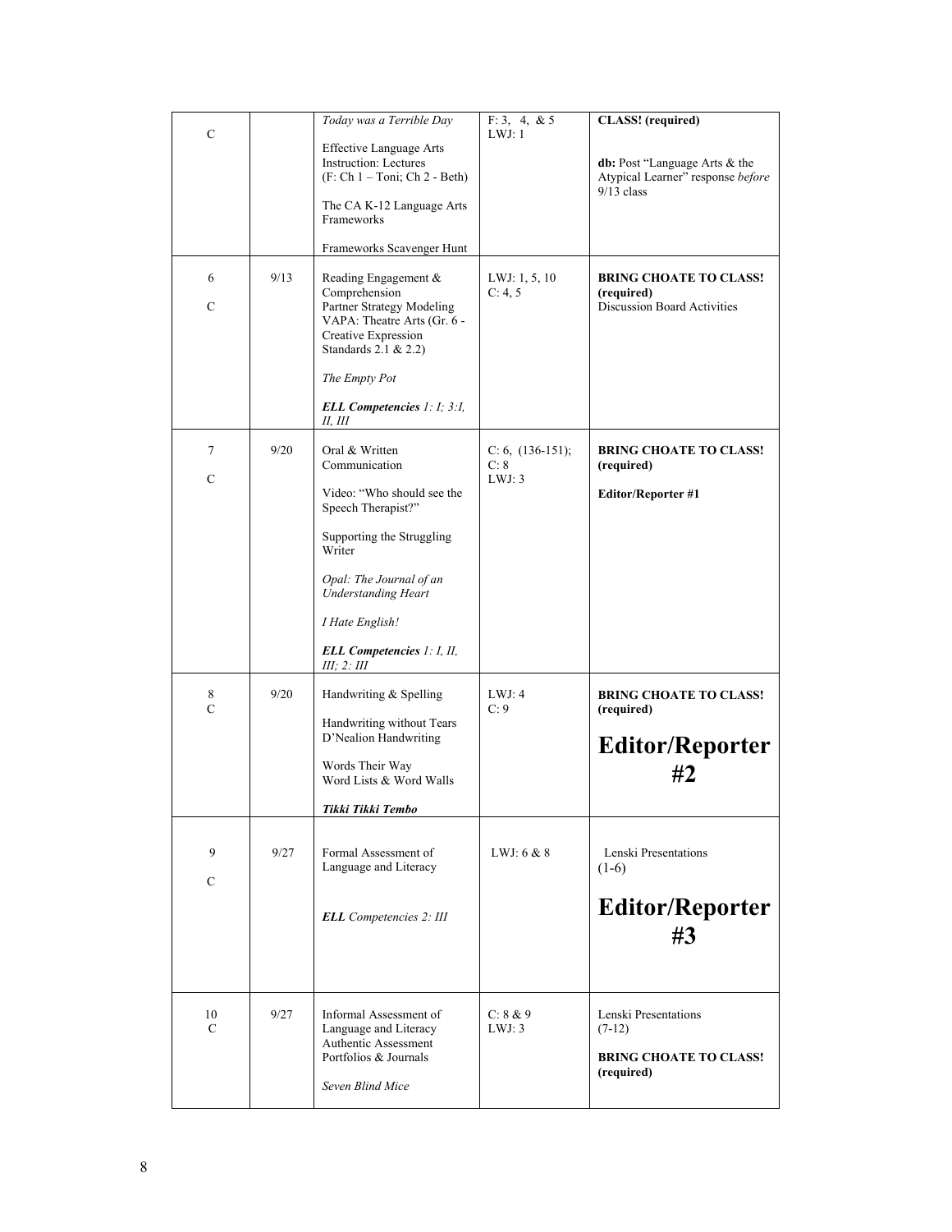| | | | | |
|---|---|---|---|---|
| C | | *Today was a Terrible Day*<br><br>Effective Language Arts Instruction: Lectures (F: Ch 1 – Toni; Ch 2 - Beth)<br><br>The CA K-12 Language Arts Frameworks<br><br>Frameworks Scavenger Hunt | F: 3, 4, & 5<br>LWJ: 1 | **CLASS! (required)**<br><br>**db:** Post "Language Arts & the Atypical Learner" response *before* 9/13 class |
| 6<br><br>C | 9/13 | Reading Engagement & Comprehension<br>Partner Strategy Modeling<br>VAPA: Theatre Arts (Gr. 6 - Creative Expression Standards 2.1 & 2.2)<br><br>*The Empty Pot*<br><br>***ELL Competencies*** *1: I; 3:I, II, III* | LWJ: 1, 5, 10<br>C: 4, 5 | **BRING CHOATE TO CLASS! (required)**<br>Discussion Board Activities |
| 7<br><br>C | 9/20 | Oral & Written Communication<br><br>Video: "Who should see the Speech Therapist?"<br><br>Supporting the Struggling Writer<br><br>*Opal: The Journal of an Understanding Heart*<br><br>*I Hate English!*<br><br>***ELL Competencies*** *1: I, II, III; 2: III* | C: 6, (136-151);<br>C: 8<br>LWJ: 3 | **BRING CHOATE TO CLASS! (required)**<br><br>**Editor/Reporter #1** |
| 8<br>C | 9/20 | Handwriting & Spelling<br><br>Handwriting without Tears<br>D'Nealion Handwriting<br><br>Words Their Way<br>Word Lists & Word Walls<br><br>***Tikki Tikki Tembo*** | LWJ: 4<br>C: 9 | **BRING CHOATE TO CLASS! (required)**<br><br>**Editor/Reporter #2** |
| 9<br><br>C | 9/27 | Formal Assessment of Language and Literacy<br><br>***ELL*** *Competencies 2: III* | LWJ: 6 & 8 | Lenski Presentations (1-6)<br><br>**Editor/Reporter #3** |
| 10<br>C | 9/27 | Informal Assessment of Language and Literacy<br>Authentic Assessment<br>Portfolios & Journals<br><br>*Seven Blind Mice* | C: 8 & 9<br>LWJ: 3 | Lenski Presentations (7-12)<br><br>**BRING CHOATE TO CLASS! (required)** |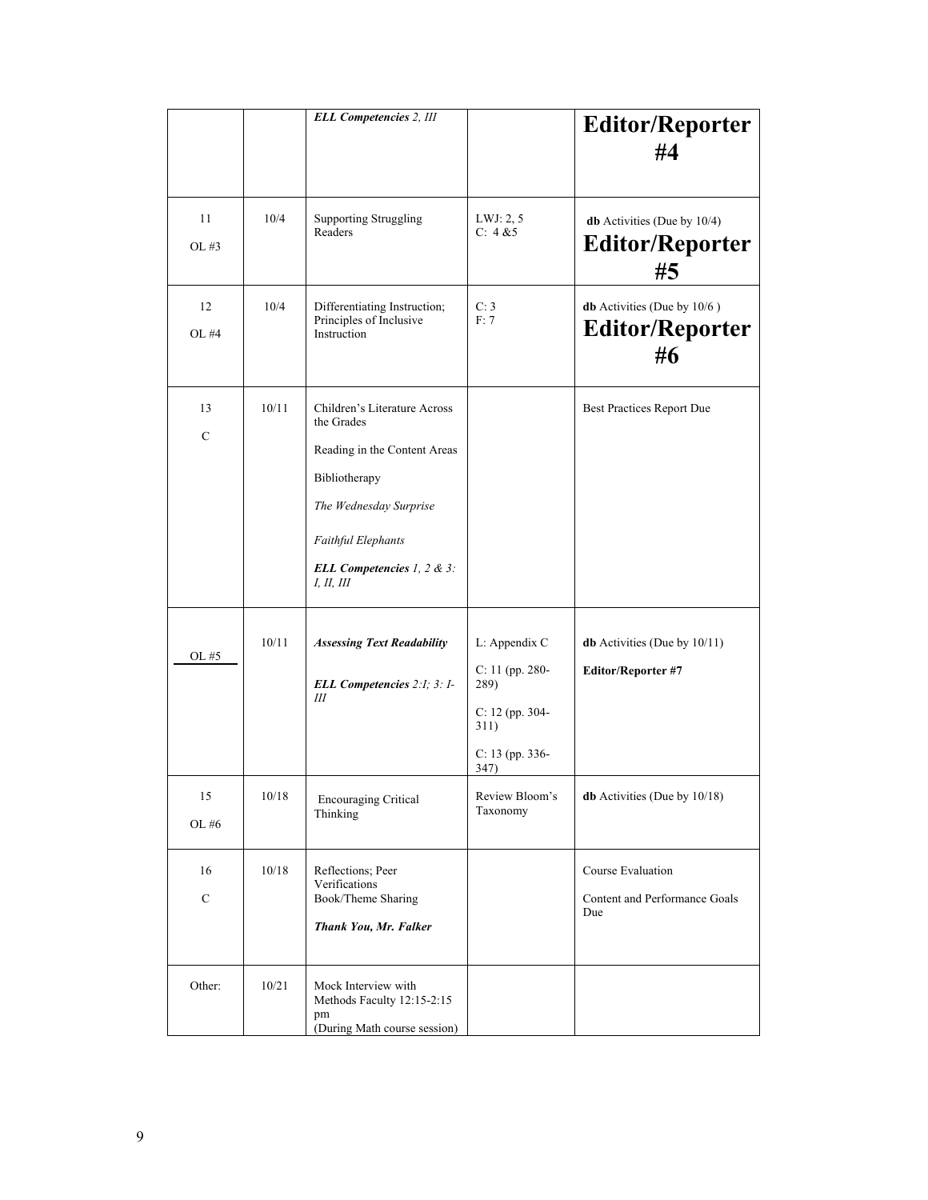| | | | | |
|---|---|---|---|---|
| | | ***ELL Competencies** 2, III* | | **Editor/Reporter #4** |
| 11<br>OL #3 | 10/4 | Supporting Struggling Readers | LWJ: 2, 5<br>C: 4 &5 | **db** Activities (Due by 10/4)<br>**Editor/Reporter #5** |
| 12<br>OL #4 | 10/4 | Differentiating Instruction; Principles of Inclusive Instruction | C: 3<br>F: 7 | **db** Activities (Due by 10/6 )<br>**Editor/Reporter #6** |
| 13<br>C | 10/11 | Children's Literature Across the Grades<br>Reading in the Content Areas<br>Bibliotherapy<br>*The Wednesday Surprise*<br>*Faithful Elephants*<br>***ELL Competencies** 1, 2 & 3: I, II, III* | | Best Practices Report Due |
| OL #5 | 10/11 | ***Assessing Text Readability***<br>***ELL Competencies** 2:I; 3: I-III* | L: Appendix C<br>C: 11 (pp. 280-289)<br>C: 12 (pp. 304-311)<br>C: 13 (pp. 336-347) | **db** Activities (Due by 10/11)<br>**Editor/Reporter #7** |
| 15<br>OL #6 | 10/18 | Encouraging Critical Thinking | Review Bloom's Taxonomy | **db** Activities (Due by 10/18) |
| 16<br>C | 10/18 | Reflections; Peer Verifications<br>Book/Theme Sharing<br>***Thank You, Mr. Falker*** | | Course Evaluation<br>Content and Performance Goals Due |
| Other: | 10/21 | Mock Interview with Methods Faculty 12:15-2:15 pm<br>(During Math course session) | | |